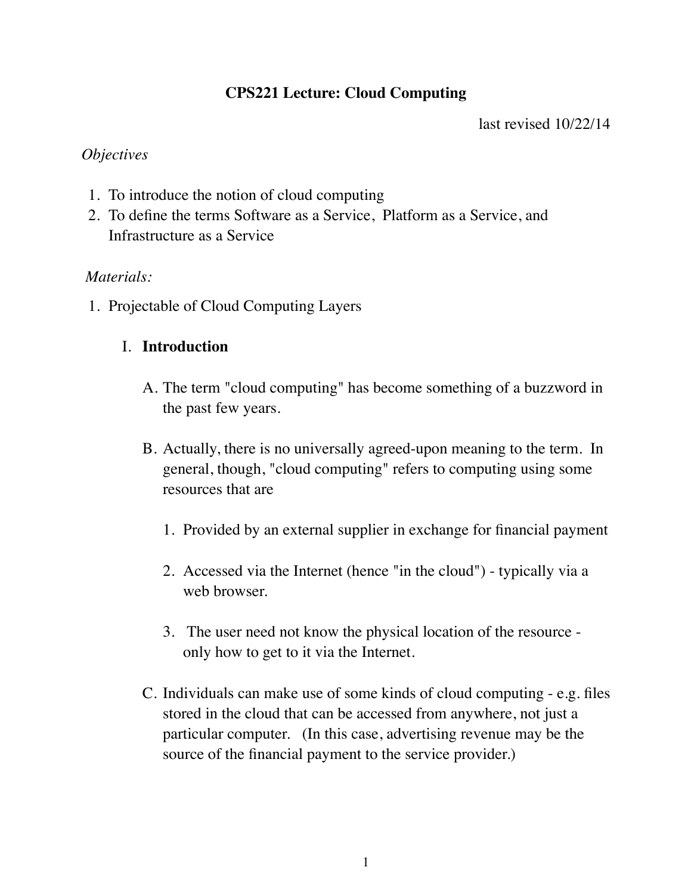# CPS221 Lecture: Cloud Computing

last revised 10/22/14

*Objectives*

1. To introduce the notion of cloud computing
2. To define the terms Software as a Service, Platform as a Service, and Infrastructure as a Service

*Materials:*

1. Projectable of Cloud Computing Layers

## I. Introduction

A. The term "cloud computing" has become something of a buzzword in the past few years.

B. Actually, there is no universally agreed-upon meaning to the term. In general, though, "cloud computing" refers to computing using some resources that are

1. Provided by an external supplier in exchange for financial payment

2. Accessed via the Internet (hence "in the cloud") - typically via a web browser.

3. The user need not know the physical location of the resource - only how to get to it via the Internet.

C. Individuals can make use of some kinds of cloud computing - e.g. files stored in the cloud that can be accessed from anywhere, not just a particular computer. (In this case, advertising revenue may be the source of the financial payment to the service provider.)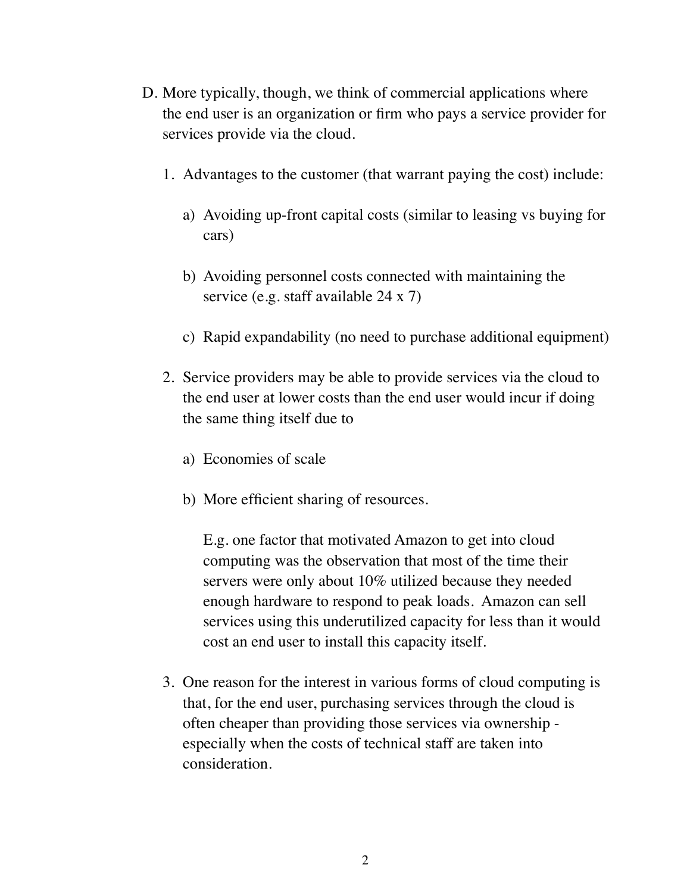D. More typically, though, we think of commercial applications where the end user is an organization or firm who pays a service provider for services provide via the cloud.

   1. Advantages to the customer (that warrant paying the cost) include:

      a) Avoiding up-front capital costs (similar to leasing vs buying for cars)

      b) Avoiding personnel costs connected with maintaining the service (e.g. staff available 24 x 7)

      c) Rapid expandability (no need to purchase additional equipment)

   2. Service providers may be able to provide services via the cloud to the end user at lower costs than the end user would incur if doing the same thing itself due to

      a) Economies of scale

      b) More efficient sharing of resources.

         E.g. one factor that motivated Amazon to get into cloud computing was the observation that most of the time their servers were only about 10% utilized because they needed enough hardware to respond to peak loads. Amazon can sell services using this underutilized capacity for less than it would cost an end user to install this capacity itself.

   3. One reason for the interest in various forms of cloud computing is that, for the end user, purchasing services through the cloud is often cheaper than providing those services via ownership - especially when the costs of technical staff are taken into consideration.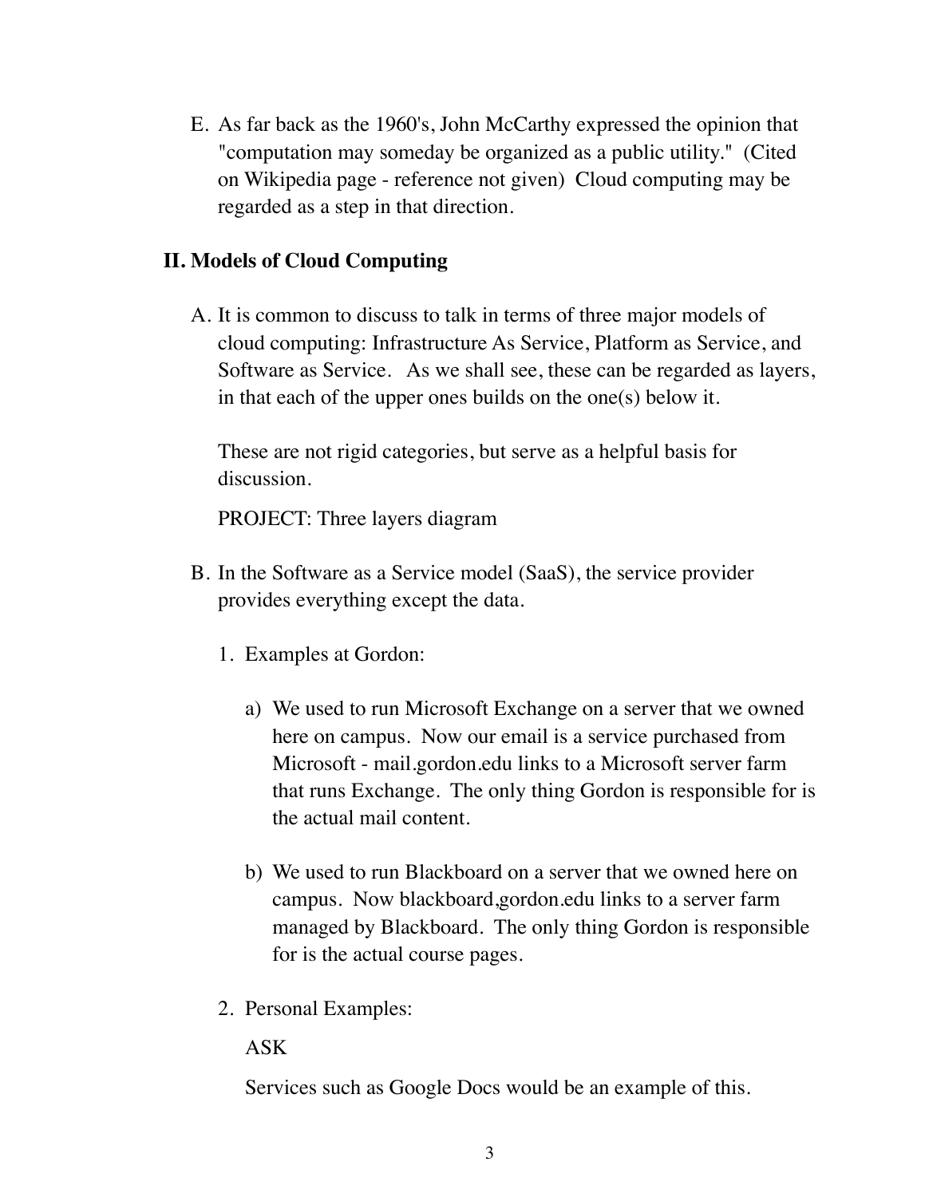E. As far back as the 1960's, John McCarthy expressed the opinion that "computation may someday be organized as a public utility." (Cited on Wikipedia page - reference not given) Cloud computing may be regarded as a step in that direction.

## II. Models of Cloud Computing

A. It is common to discuss to talk in terms of three major models of cloud computing: Infrastructure As Service, Platform as Service, and Software as Service. As we shall see, these can be regarded as layers, in that each of the upper ones builds on the one(s) below it.

   These are not rigid categories, but serve as a helpful basis for discussion.

   PROJECT: Three layers diagram

B. In the Software as a Service model (SaaS), the service provider provides everything except the data.

   1. Examples at Gordon:

      a) We used to run Microsoft Exchange on a server that we owned here on campus. Now our email is a service purchased from Microsoft - mail.gordon.edu links to a Microsoft server farm that runs Exchange. The only thing Gordon is responsible for is the actual mail content.

      b) We used to run Blackboard on a server that we owned here on campus. Now blackboard,gordon.edu links to a server farm managed by Blackboard. The only thing Gordon is responsible for is the actual course pages.

   2. Personal Examples:

      ASK

      Services such as Google Docs would be an example of this.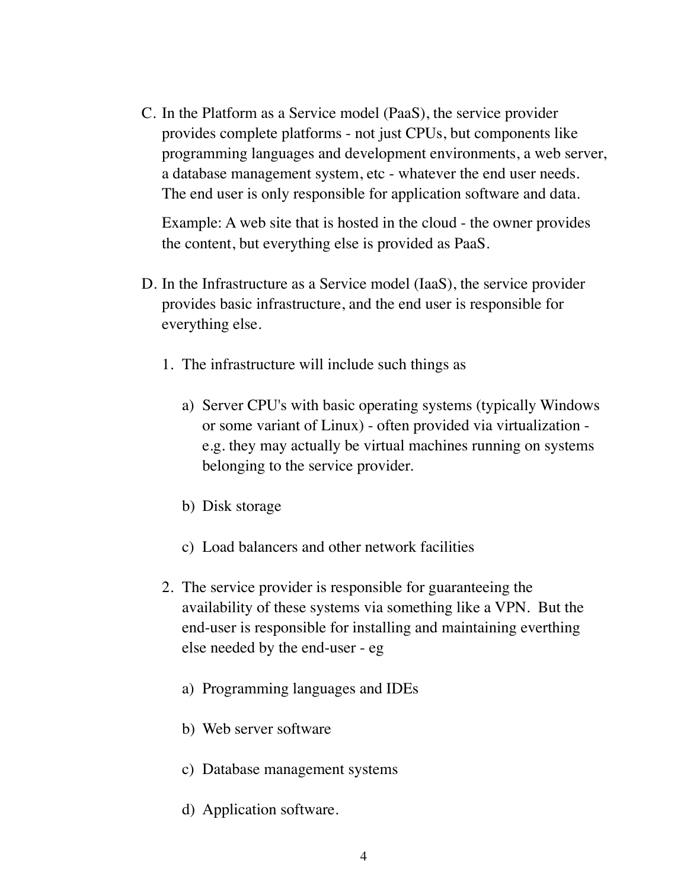C. In the Platform as a Service model (PaaS), the service provider provides complete platforms - not just CPUs, but components like programming languages and development environments, a web server, a database management system, etc - whatever the end user needs. The end user is only responsible for application software and data.

   Example: A web site that is hosted in the cloud - the owner provides the content, but everything else is provided as PaaS.

D. In the Infrastructure as a Service model (IaaS), the service provider provides basic infrastructure, and the end user is responsible for everything else.

   1. The infrastructure will include such things as

      a) Server CPU's with basic operating systems (typically Windows or some variant of Linux) - often provided via virtualization - e.g. they may actually be virtual machines running on systems belonging to the service provider.

      b) Disk storage

      c) Load balancers and other network facilities

   2. The service provider is responsible for guaranteeing the availability of these systems via something like a VPN. But the end-user is responsible for installing and maintaining everthing else needed by the end-user - eg

      a) Programming languages and IDEs

      b) Web server software

      c) Database management systems

      d) Application software.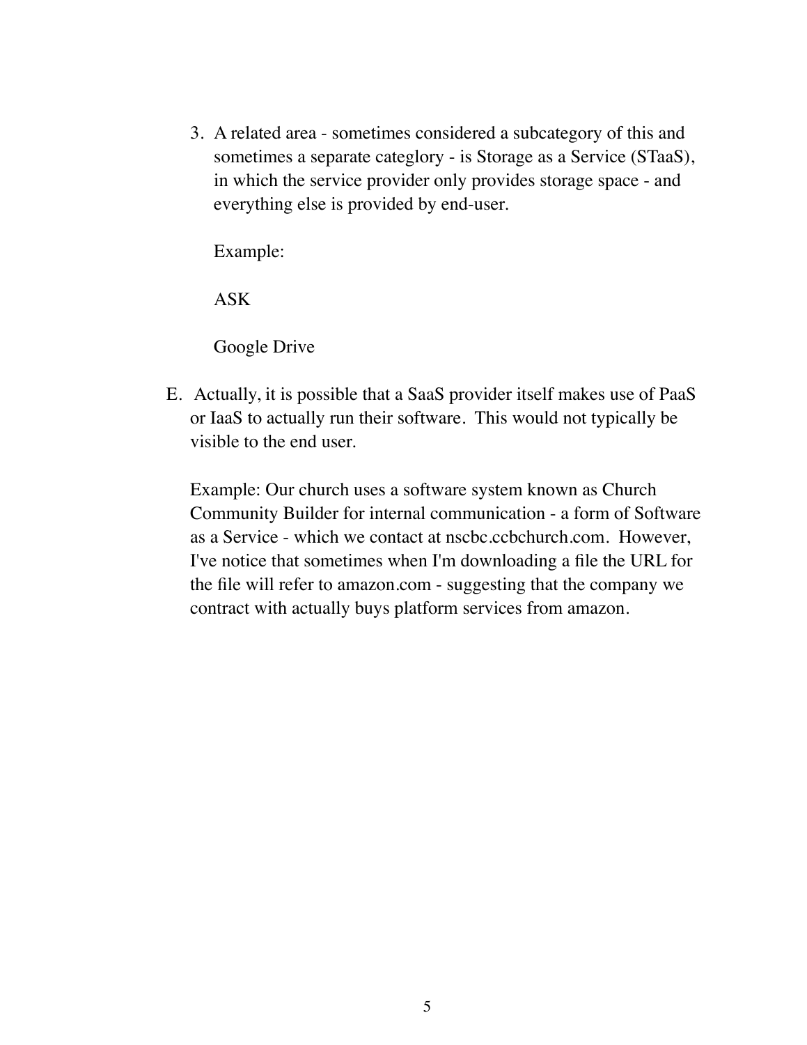3. A related area - sometimes considered a subcategory of this and sometimes a separate categlory - is Storage as a Service (STaaS), in which the service provider only provides storage space - and everything else is provided by end-user.

   Example:

   ASK

   Google Drive

E. Actually, it is possible that a SaaS provider itself makes use of PaaS or IaaS to actually run their software. This would not typically be visible to the end user.

   Example: Our church uses a software system known as Church Community Builder for internal communication - a form of Software as a Service - which we contact at nscbc.ccbchurch.com. However, I've notice that sometimes when I'm downloading a file the URL for the file will refer to amazon.com - suggesting that the company we contract with actually buys platform services from amazon.